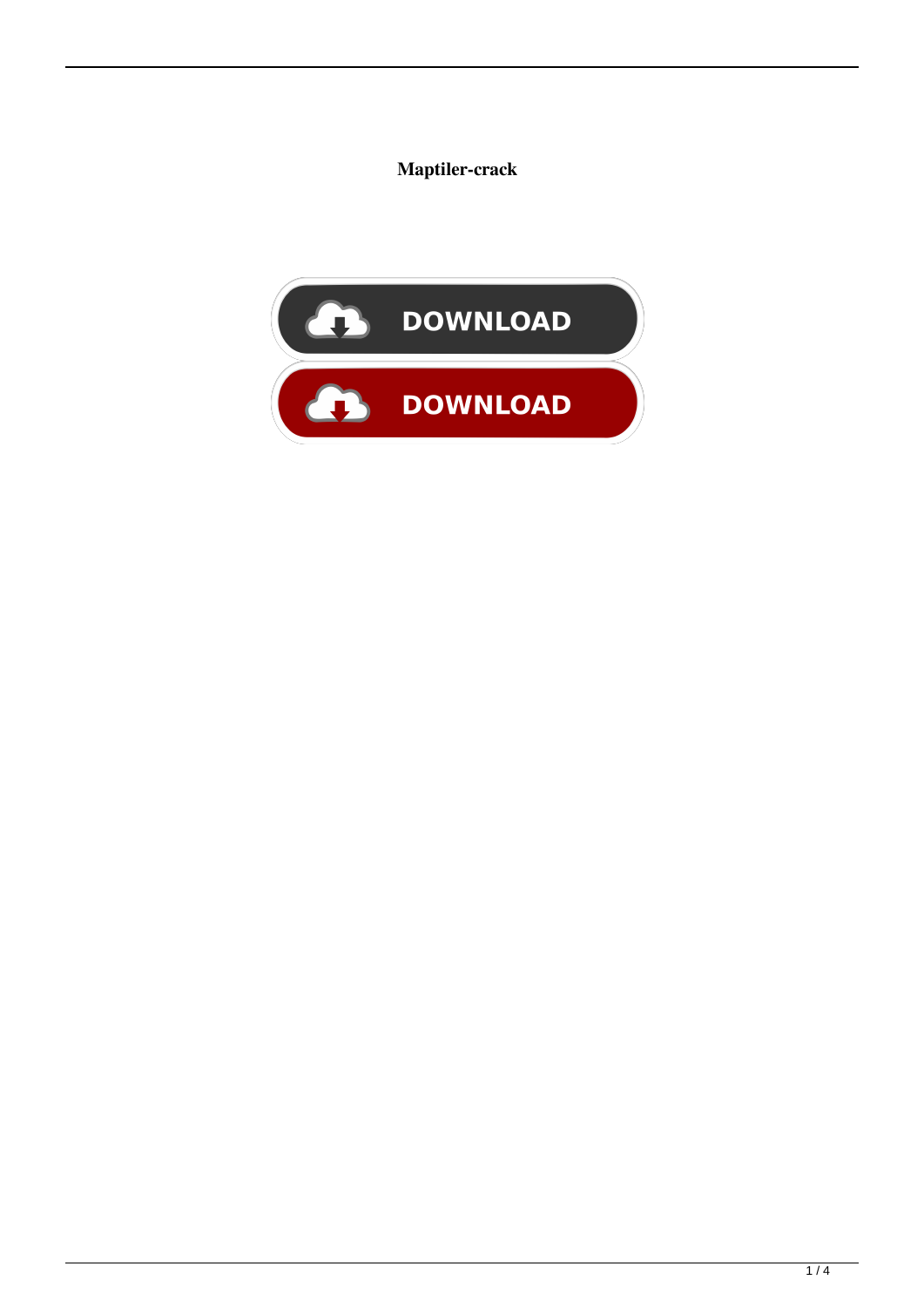**Maptiler-crack**

DOWNLOAD

DOWNLOAD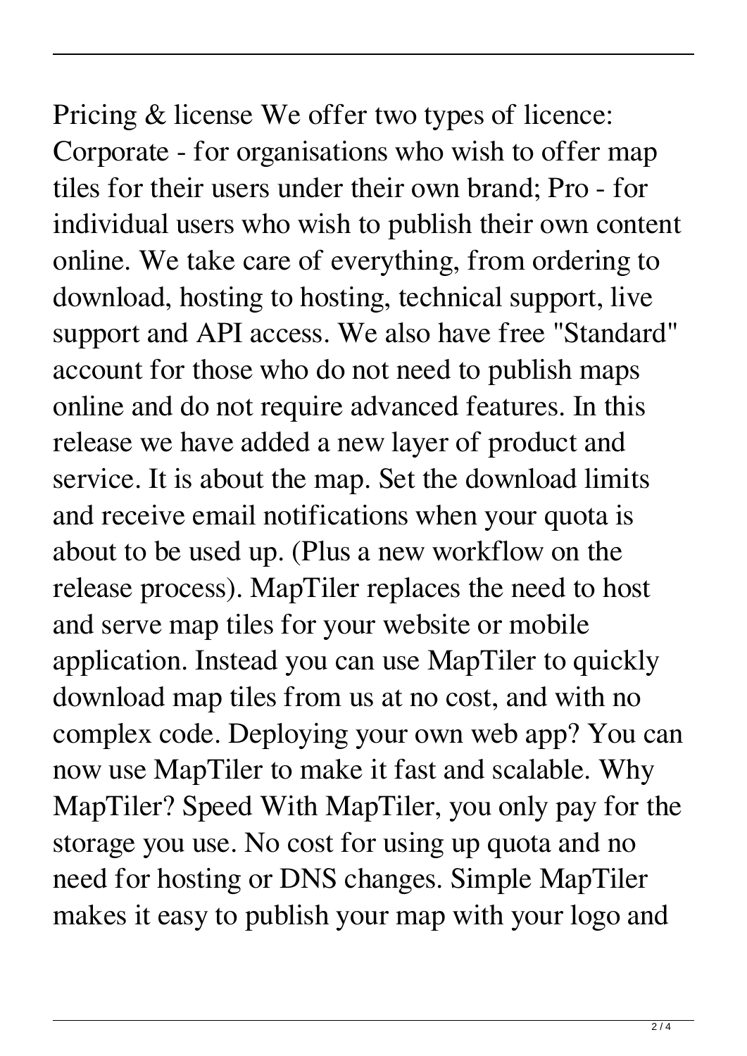Pricing & license We offer two types of licence: Corporate - for organisations who wish to offer map tiles for their users under their own brand; Pro - for individual users who wish to publish their own content online. We take care of everything, from ordering to download, hosting to hosting, technical support, live support and API access. We also have free "Standard" account for those who do not need to publish maps online and do not require advanced features. In this release we have added a new layer of product and service. It is about the map. Set the download limits and receive email notifications when your quota is about to be used up. (Plus a new workflow on the release process). MapTiler replaces the need to host and serve map tiles for your website or mobile application. Instead you can use MapTiler to quickly download map tiles from us at no cost, and with no complex code. Deploying your own web app? You can now use MapTiler to make it fast and scalable. Why MapTiler? Speed With MapTiler, you only pay for the storage you use. No cost for using up quota and no need for hosting or DNS changes. Simple MapTiler makes it easy to publish your map with your logo and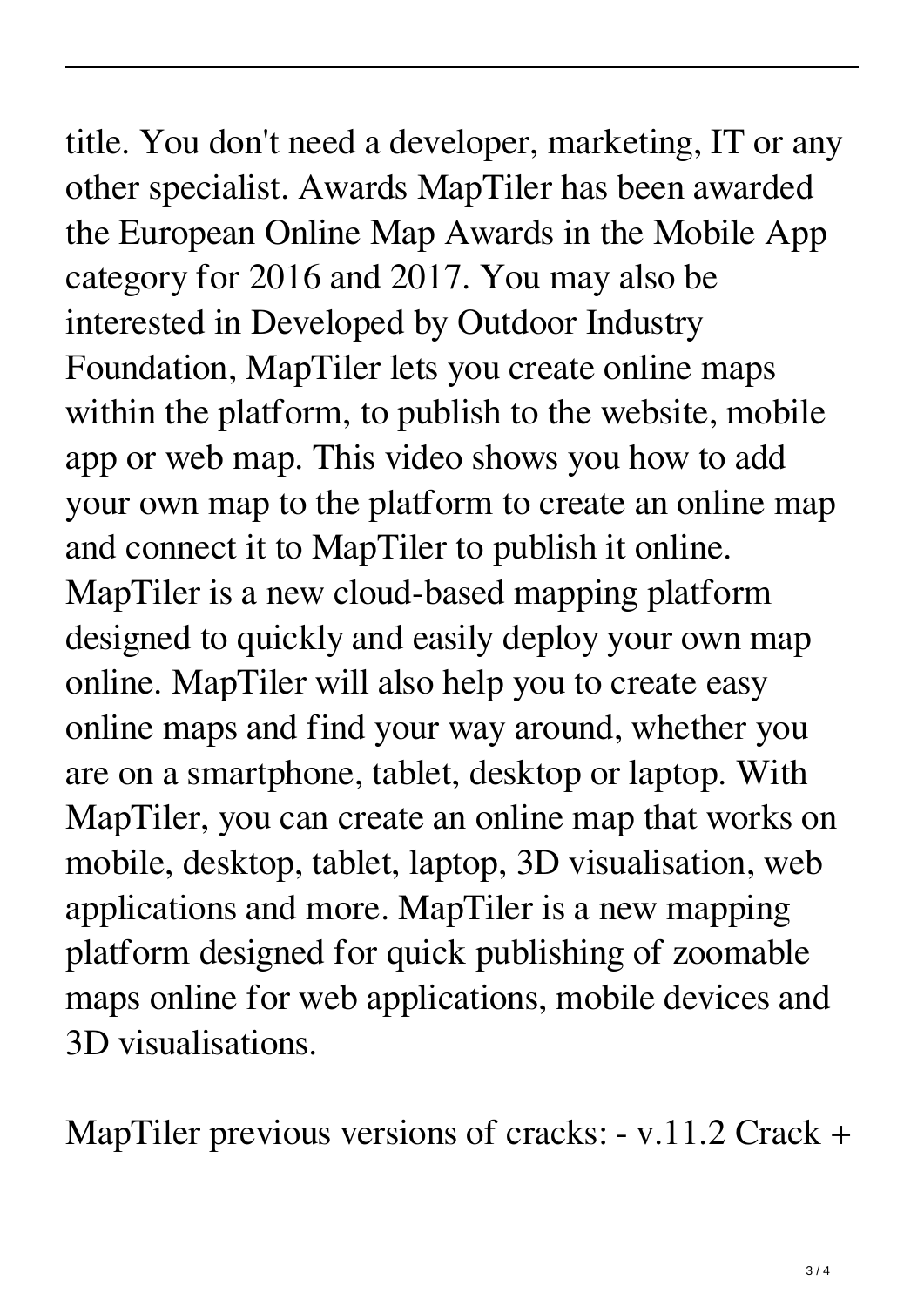title. You don't need a developer, marketing, IT or any other specialist. Awards MapTiler has been awarded the European Online Map Awards in the Mobile App category for 2016 and 2017. You may also be interested in Developed by Outdoor Industry Foundation, MapTiler lets you create online maps within the platform, to publish to the website, mobile app or web map. This video shows you how to add your own map to the platform to create an online map and connect it to MapTiler to publish it online. MapTiler is a new cloud-based mapping platform designed to quickly and easily deploy your own map online. MapTiler will also help you to create easy online maps and find your way around, whether you are on a smartphone, tablet, desktop or laptop. With MapTiler, you can create an online map that works on mobile, desktop, tablet, laptop, 3D visualisation, web applications and more. MapTiler is a new mapping platform designed for quick publishing of zoomable maps online for web applications, mobile devices and 3D visualisations.

MapTiler previous versions of cracks: - v.11.2 Crack +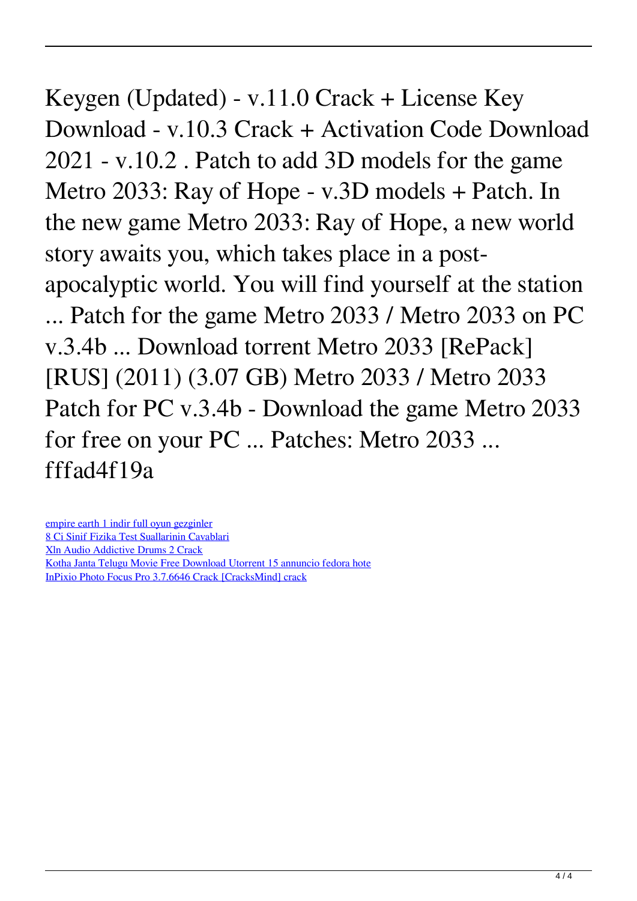Keygen (Updated) - v.11.0 Crack + License Key Download - v.10.3 Crack + Activation Code Download 2021 - v.10.2 . Patch to add 3D models for the game Metro 2033: Ray of Hope - v.3D models + Patch. In the new game Metro 2033: Ray of Hope, a new world story awaits you, which takes place in a post-apocalyptic world. You will find yourself at the station ... Patch for the game Metro 2033 / Metro 2033 on PC v.3.4b ... Download torrent Metro 2033 [RePack] [RUS] (2011) (3.07 GB) Metro 2033 / Metro 2033 Patch for PC v.3.4b - Download the game Metro 2033 for free on your PC ... Patches: Metro 2033 ... fffad4f19a

empire earth 1 indir full oyun gezginler
8 Ci Sinif Fizika Test Suallarinin Cavablari
Xln Audio Addictive Drums 2 Crack
Kotha Janta Telugu Movie Free Download Utorrent 15 annuncio fedora hote
InPixio Photo Focus Pro 3.7.6646 Crack [CracksMind] crack